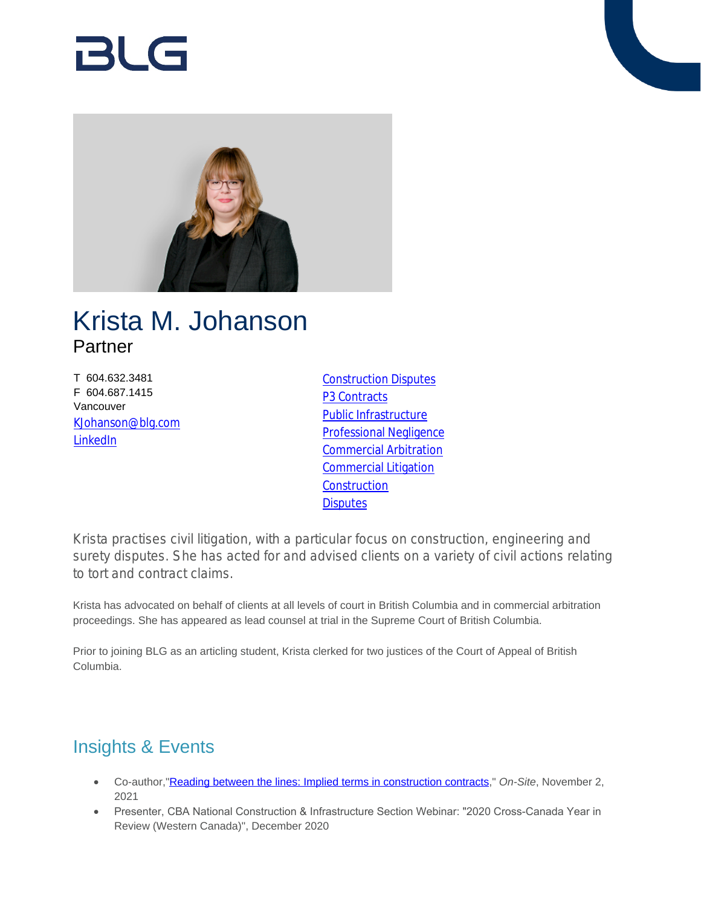BLG

# Krista M. Johanson

Partner

T 604.632.3481
F 604.687.1415
Vancouver
KJohanson@blg.com
LinkedIn

Construction Disputes
P3 Contracts
Public Infrastructure
Professional Negligence
Commercial Arbitration
Commercial Litigation
Construction
Disputes

Krista practises civil litigation, with a particular focus on construction, engineering and surety disputes. She has acted for and advised clients on a variety of civil actions relating to tort and contract claims.

Krista has advocated on behalf of clients at all levels of court in British Columbia and in commercial arbitration proceedings. She has appeared as lead counsel at trial in the Supreme Court of British Columbia.

Prior to joining BLG as an articling student, Krista clerked for two justices of the Court of Appeal of British Columbia.

## Insights & Events

- Co-author,"Reading between the lines: Implied terms in construction contracts," *On-Site*, November 2, 2021
- Presenter, CBA National Construction & Infrastructure Section Webinar: "2020 Cross-Canada Year in Review (Western Canada)", December 2020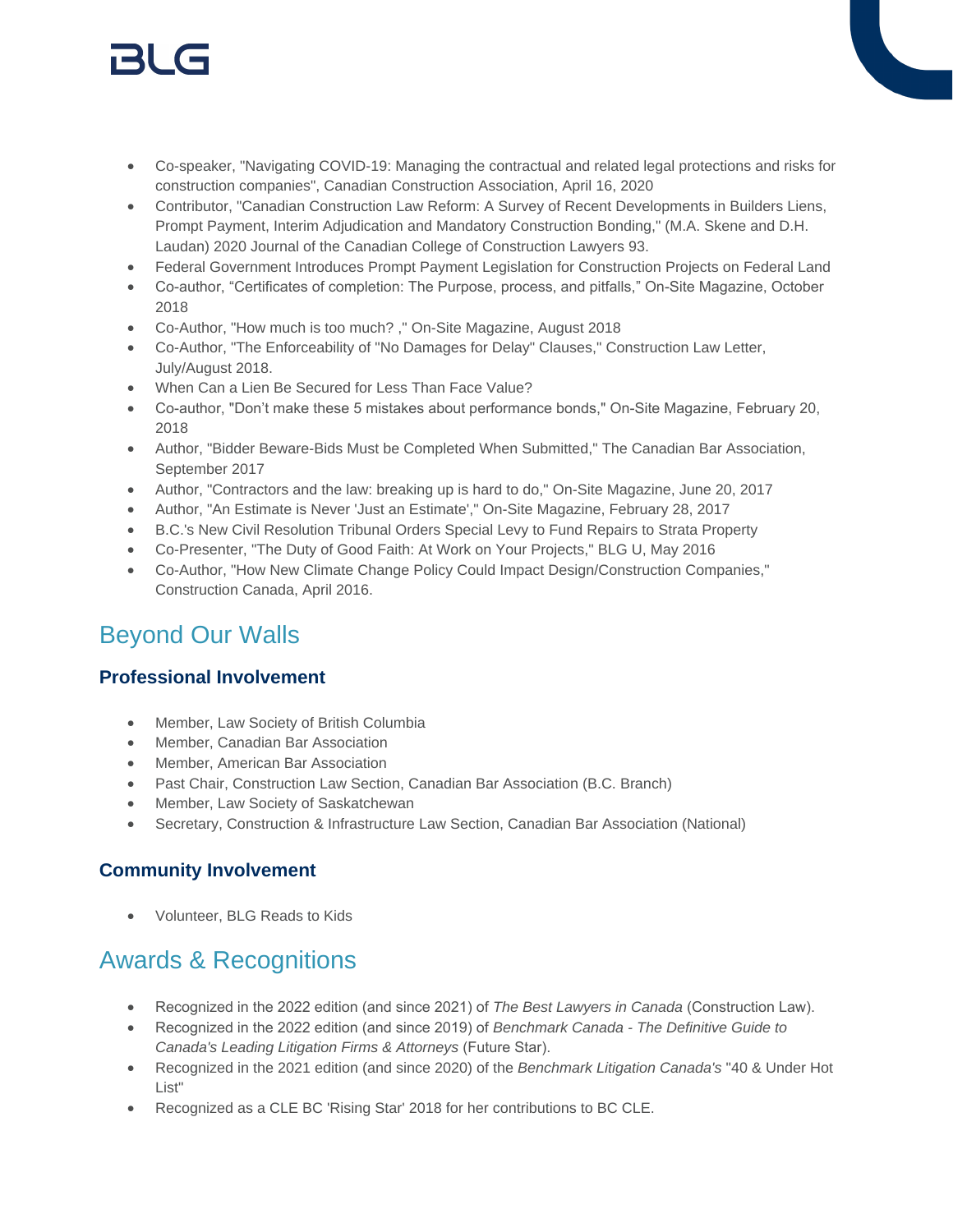- Co-speaker, "Navigating COVID-19: Managing the contractual and related legal protections and risks for construction companies", Canadian Construction Association, April 16, 2020
- Contributor, "Canadian Construction Law Reform: A Survey of Recent Developments in Builders Liens, Prompt Payment, Interim Adjudication and Mandatory Construction Bonding," (M.A. Skene and D.H. Laudan) 2020 Journal of the Canadian College of Construction Lawyers 93.
- Federal Government Introduces Prompt Payment Legislation for Construction Projects on Federal Land
- Co-author, "Certificates of completion: The Purpose, process, and pitfalls," On-Site Magazine, October 2018
- Co-Author, "How much is too much? ," On-Site Magazine, August 2018
- Co-Author, "The Enforceability of "No Damages for Delay" Clauses," Construction Law Letter, July/August 2018.
- When Can a Lien Be Secured for Less Than Face Value?
- Co-author, "Don't make these 5 mistakes about performance bonds," On-Site Magazine, February 20, 2018
- Author, "Bidder Beware-Bids Must be Completed When Submitted," The Canadian Bar Association, September 2017
- Author, "Contractors and the law: breaking up is hard to do," On-Site Magazine, June 20, 2017
- Author, "An Estimate is Never 'Just an Estimate'," On-Site Magazine, February 28, 2017
- B.C.'s New Civil Resolution Tribunal Orders Special Levy to Fund Repairs to Strata Property
- Co-Presenter, "The Duty of Good Faith: At Work on Your Projects," BLG U, May 2016
- Co-Author, "How New Climate Change Policy Could Impact Design/Construction Companies," Construction Canada, April 2016.

## Beyond Our Walls

### Professional Involvement

- Member, Law Society of British Columbia
- Member, Canadian Bar Association
- Member, American Bar Association
- Past Chair, Construction Law Section, Canadian Bar Association (B.C. Branch)
- Member, Law Society of Saskatchewan
- Secretary, Construction & Infrastructure Law Section, Canadian Bar Association (National)

### Community Involvement

- Volunteer, BLG Reads to Kids

## Awards & Recognitions

- Recognized in the 2022 edition (and since 2021) of *The Best Lawyers in Canada* (Construction Law).
- Recognized in the 2022 edition (and since 2019) of *Benchmark Canada - The Definitive Guide to Canada's Leading Litigation Firms & Attorneys* (Future Star).
- Recognized in the 2021 edition (and since 2020) of the *Benchmark Litigation Canada's* "40 & Under Hot List"
- Recognized as a CLE BC 'Rising Star' 2018 for her contributions to BC CLE.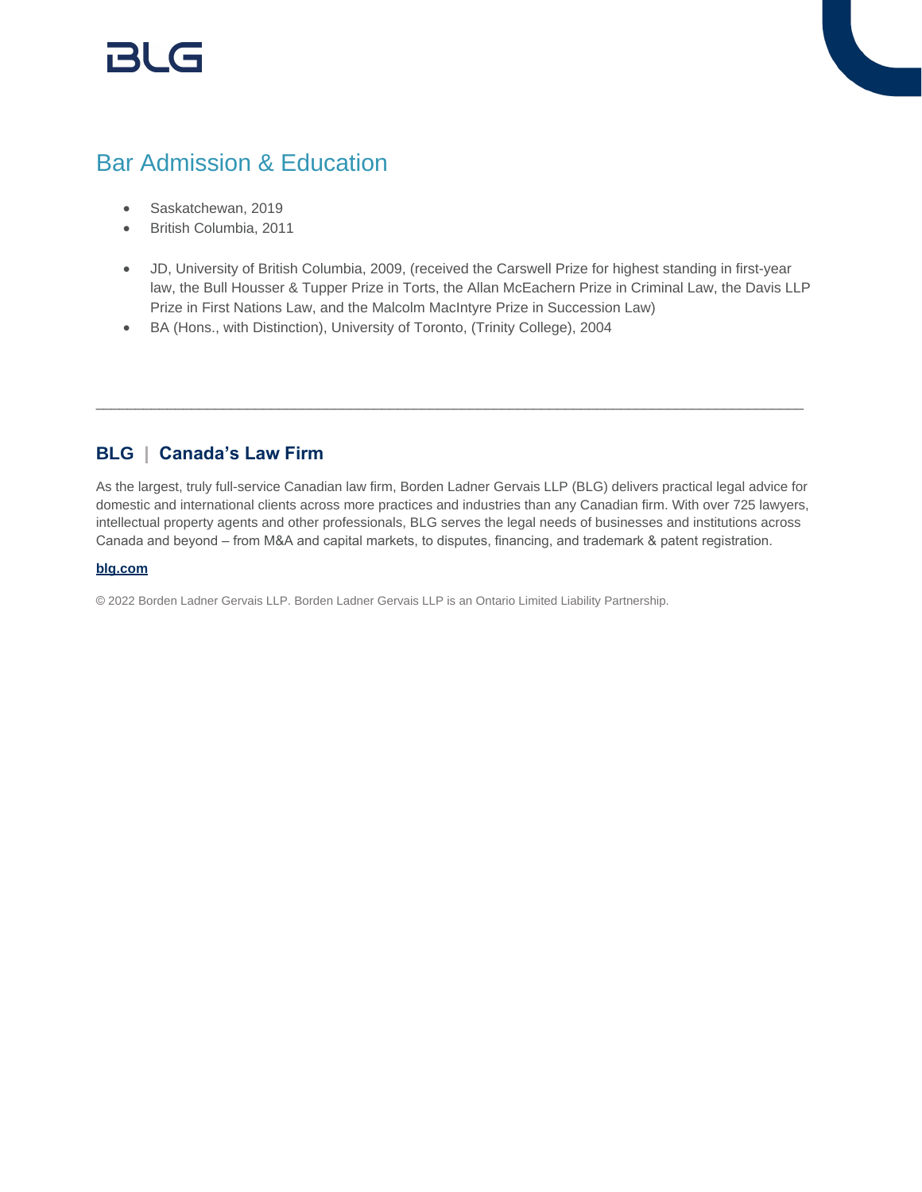## Bar Admission & Education

- Saskatchewan, 2019
- British Columbia, 2011

- JD, University of British Columbia, 2009, (received the Carswell Prize for highest standing in first-year law, the Bull Housser & Tupper Prize in Torts, the Allan McEachern Prize in Criminal Law, the Davis LLP Prize in First Nations Law, and the Malcolm MacIntyre Prize in Succession Law)
- BA (Hons., with Distinction), University of Toronto, (Trinity College), 2004

---

### BLG | Canada's Law Firm

As the largest, truly full-service Canadian law firm, Borden Ladner Gervais LLP (BLG) delivers practical legal advice for domestic and international clients across more practices and industries than any Canadian firm. With over 725 lawyers, intellectual property agents and other professionals, BLG serves the legal needs of businesses and institutions across Canada and beyond – from M&A and capital markets, to disputes, financing, and trademark & patent registration.

**blg.com**

© 2022 Borden Ladner Gervais LLP. Borden Ladner Gervais LLP is an Ontario Limited Liability Partnership.